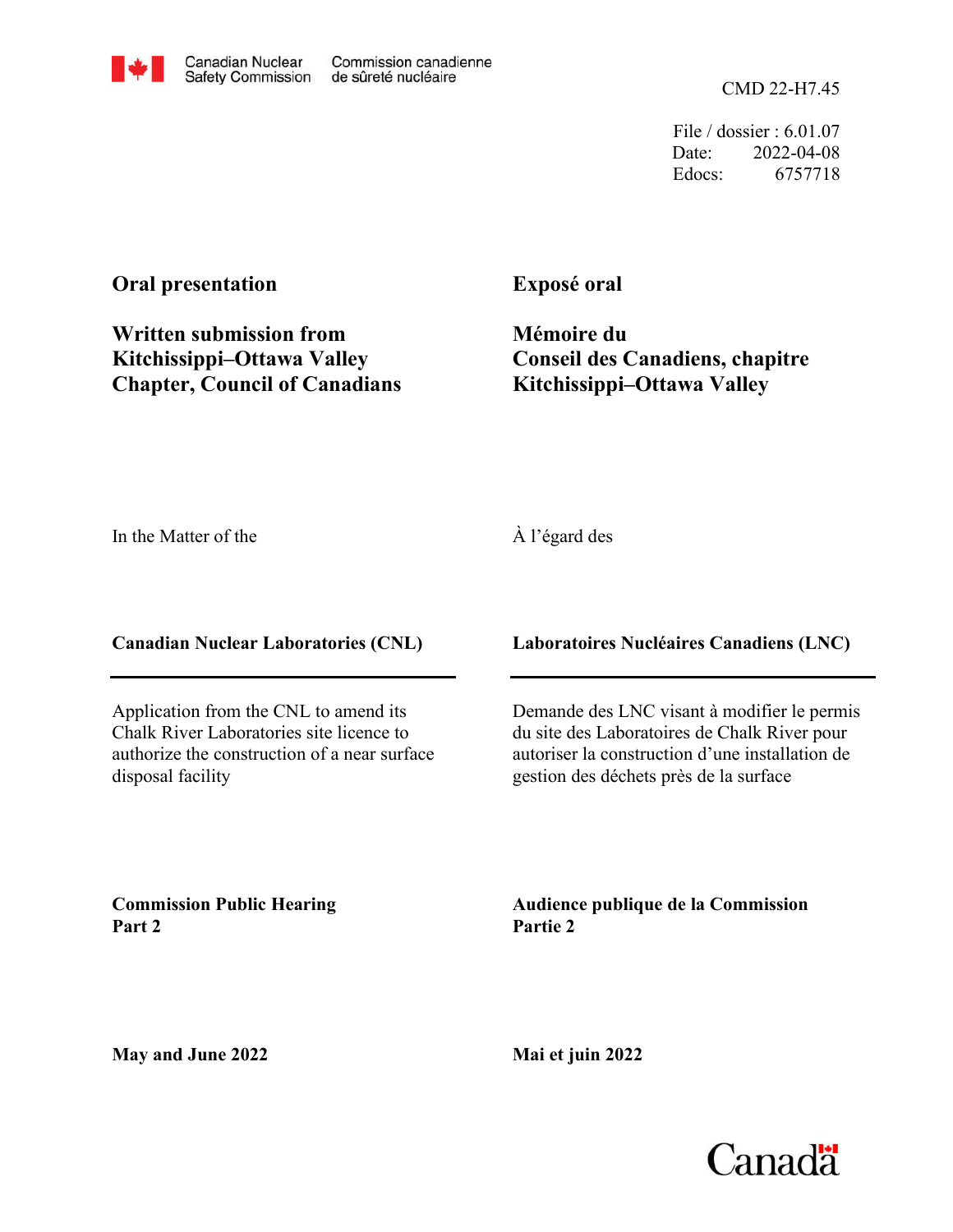Canadian Nuclear Safety Commission / Commission canadienne de sûreté nucléaire

CMD 22-H7.45

File / dossier : 6.01.07
Date: 2022-04-08
Edocs: 6757718

**Oral presentation**

**Written submission from Kitchissippi–Ottawa Valley Chapter, Council of Canadians**

**Exposé oral**

**Mémoire du Conseil des Canadiens, chapitre Kitchissippi–Ottawa Valley**

In the Matter of the

À l'égard des

**Canadian Nuclear Laboratories (CNL)**

**Laboratoires Nucléaires Canadiens (LNC)**

Application from the CNL to amend its Chalk River Laboratories site licence to authorize the construction of a near surface disposal facility

Demande des LNC visant à modifier le permis du site des Laboratoires de Chalk River pour autoriser la construction d'une installation de gestion des déchets près de la surface

**Commission Public Hearing Part 2**

**Audience publique de la Commission Partie 2**

**May and June 2022**

**Mai et juin 2022**

Canada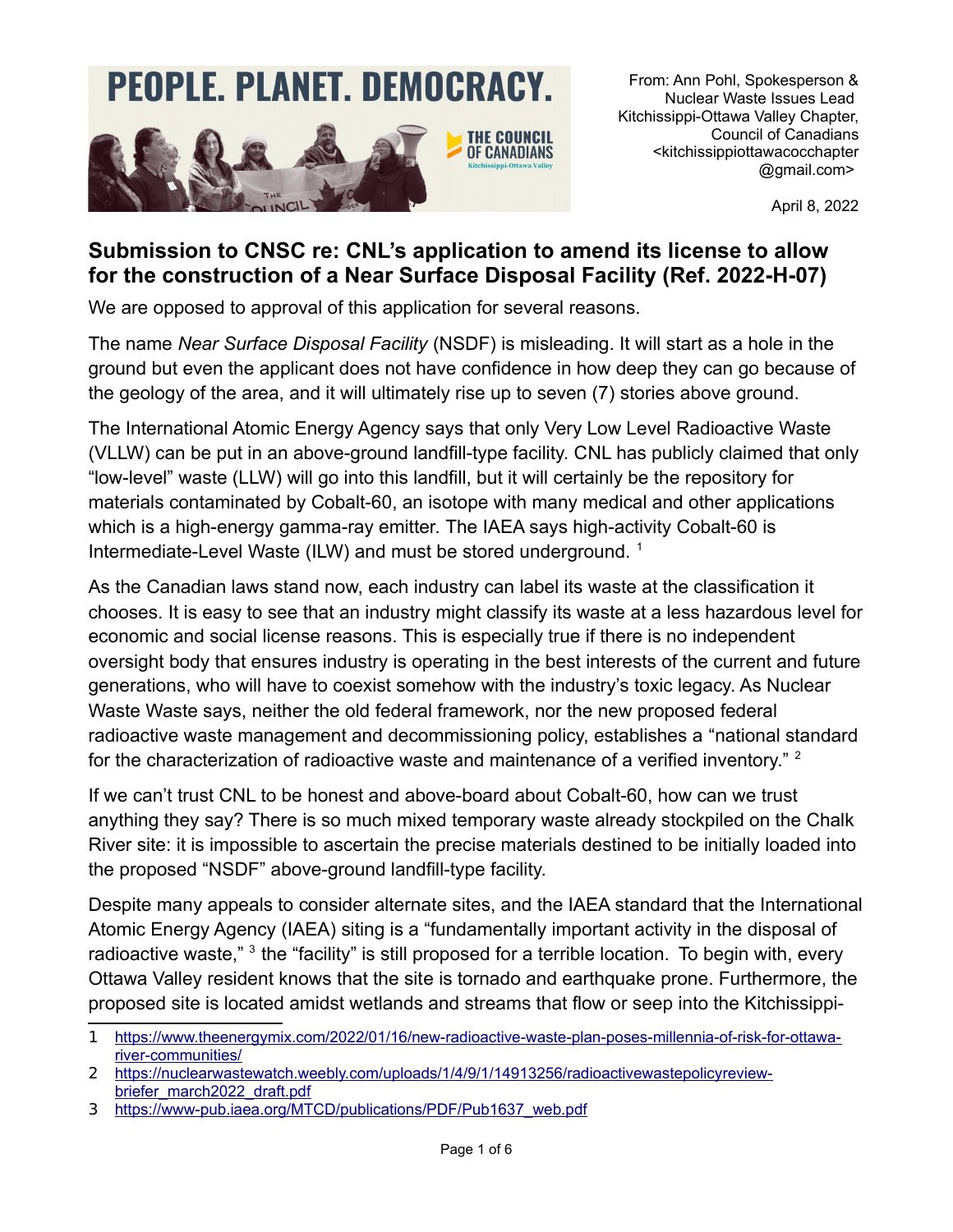From: Ann Pohl, Spokesperson & Nuclear Waste Issues Lead
Kitchissippi-Ottawa Valley Chapter, Council of Canadians
<kitchissippiottawacocchapter@gmail.com>

April 8, 2022

## Submission to CNSC re: CNL's application to amend its license to allow for the construction of a Near Surface Disposal Facility (Ref. 2022-H-07)

We are opposed to approval of this application for several reasons.

The name *Near Surface Disposal Facility* (NSDF) is misleading. It will start as a hole in the ground but even the applicant does not have confidence in how deep they can go because of the geology of the area, and it will ultimately rise up to seven (7) stories above ground.

The International Atomic Energy Agency says that only Very Low Level Radioactive Waste (VLLW) can be put in an above-ground landfill-type facility. CNL has publicly claimed that only "low-level" waste (LLW) will go into this landfill, but it will certainly be the repository for materials contaminated by Cobalt-60, an isotope with many medical and other applications which is a high-energy gamma-ray emitter. The IAEA says high-activity Cobalt-60 is Intermediate-Level Waste (ILW) and must be stored underground. [1]

As the Canadian laws stand now, each industry can label its waste at the classification it chooses. It is easy to see that an industry might classify its waste at a less hazardous level for economic and social license reasons. This is especially true if there is no independent oversight body that ensures industry is operating in the best interests of the current and future generations, who will have to coexist somehow with the industry's toxic legacy. As Nuclear Waste Waste says, neither the old federal framework, nor the new proposed federal radioactive waste management and decommissioning policy, establishes a "national standard for the characterization of radioactive waste and maintenance of a verified inventory." [2]

If we can't trust CNL to be honest and above-board about Cobalt-60, how can we trust anything they say? There is so much mixed temporary waste already stockpiled on the Chalk River site: it is impossible to ascertain the precise materials destined to be initially loaded into the proposed "NSDF" above-ground landfill-type facility.

Despite many appeals to consider alternate sites, and the IAEA standard that the International Atomic Energy Agency (IAEA) siting is a "fundamentally important activity in the disposal of radioactive waste," [3] the "facility" is still proposed for a terrible location. To begin with, every Ottawa Valley resident knows that the site is tornado and earthquake prone. Furthermore, the proposed site is located amidst wetlands and streams that flow or seep into the Kitchissippi-

---

1 https://www.theenergymix.com/2022/01/16/new-radioactive-waste-plan-poses-millennia-of-risk-for-ottawa-river-communities/

2 https://nuclearwastewatch.weebly.com/uploads/1/4/9/1/14913256/radioactivewastepolicyreview-briefer_march2022_draft.pdf

3 https://www-pub.iaea.org/MTCD/publications/PDF/Pub1637_web.pdf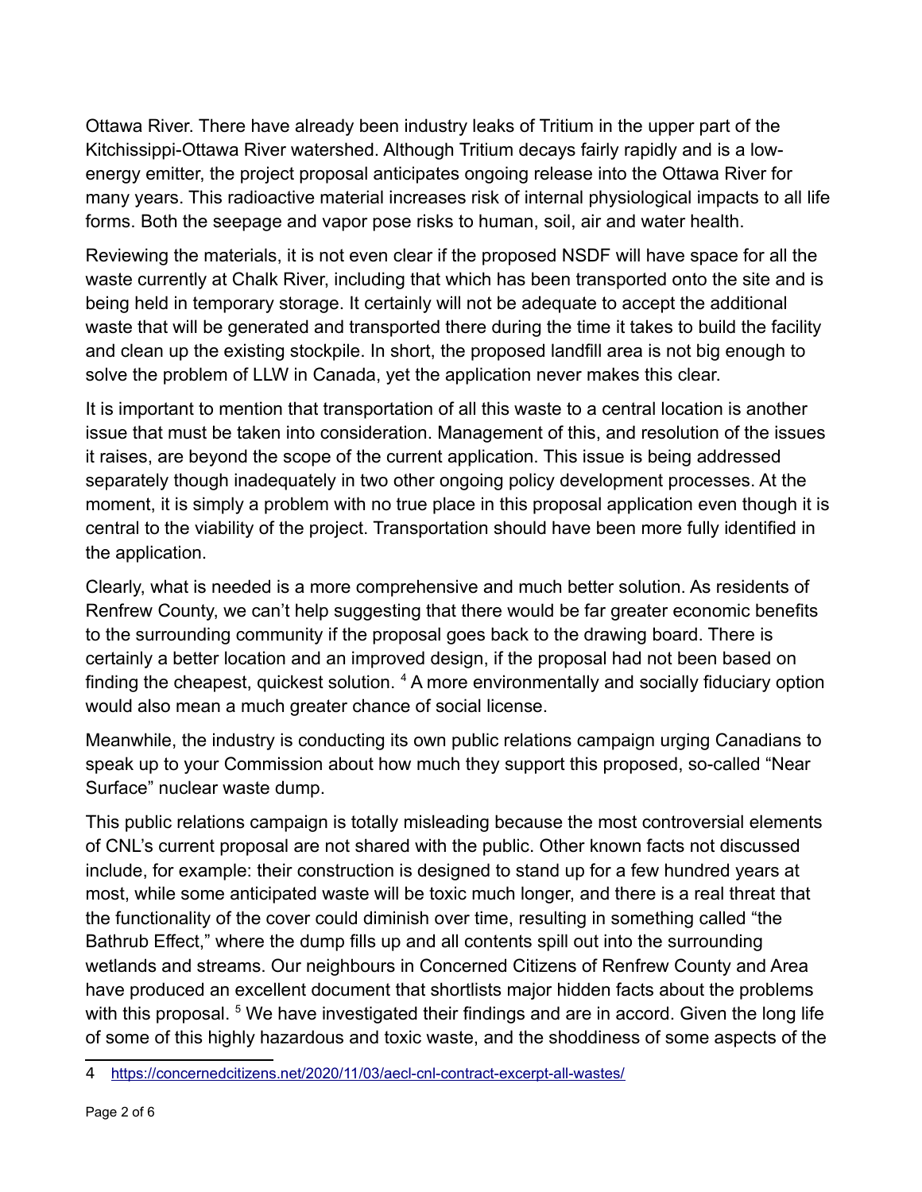Ottawa River. There have already been industry leaks of Tritium in the upper part of the Kitchissippi-Ottawa River watershed. Although Tritium decays fairly rapidly and is a low-energy emitter, the project proposal anticipates ongoing release into the Ottawa River for many years. This radioactive material increases risk of internal physiological impacts to all life forms. Both the seepage and vapor pose risks to human, soil, air and water health.

Reviewing the materials, it is not even clear if the proposed NSDF will have space for all the waste currently at Chalk River, including that which has been transported onto the site and is being held in temporary storage. It certainly will not be adequate to accept the additional waste that will be generated and transported there during the time it takes to build the facility and clean up the existing stockpile. In short, the proposed landfill area is not big enough to solve the problem of LLW in Canada, yet the application never makes this clear.

It is important to mention that transportation of all this waste to a central location is another issue that must be taken into consideration. Management of this, and resolution of the issues it raises, are beyond the scope of the current application. This issue is being addressed separately though inadequately in two other ongoing policy development processes. At the moment, it is simply a problem with no true place in this proposal application even though it is central to the viability of the project. Transportation should have been more fully identified in the application.

Clearly, what is needed is a more comprehensive and much better solution. As residents of Renfrew County, we can't help suggesting that there would be far greater economic benefits to the surrounding community if the proposal goes back to the drawing board. There is certainly a better location and an improved design, if the proposal had not been based on finding the cheapest, quickest solution. [4] A more environmentally and socially fiduciary option would also mean a much greater chance of social license.

Meanwhile, the industry is conducting its own public relations campaign urging Canadians to speak up to your Commission about how much they support this proposed, so-called "Near Surface" nuclear waste dump.

This public relations campaign is totally misleading because the most controversial elements of CNL's current proposal are not shared with the public. Other known facts not discussed include, for example: their construction is designed to stand up for a few hundred years at most, while some anticipated waste will be toxic much longer, and there is a real threat that the functionality of the cover could diminish over time, resulting in something called "the Bathrub Effect," where the dump fills up and all contents spill out into the surrounding wetlands and streams. Our neighbours in Concerned Citizens of Renfrew County and Area have produced an excellent document that shortlists major hidden facts about the problems with this proposal. [5] We have investigated their findings and are in accord. Given the long life of some of this highly hazardous and toxic waste, and the shoddiness of some aspects of the

---

4 https://concernedcitizens.net/2020/11/03/aecl-cnl-contract-excerpt-all-wastes/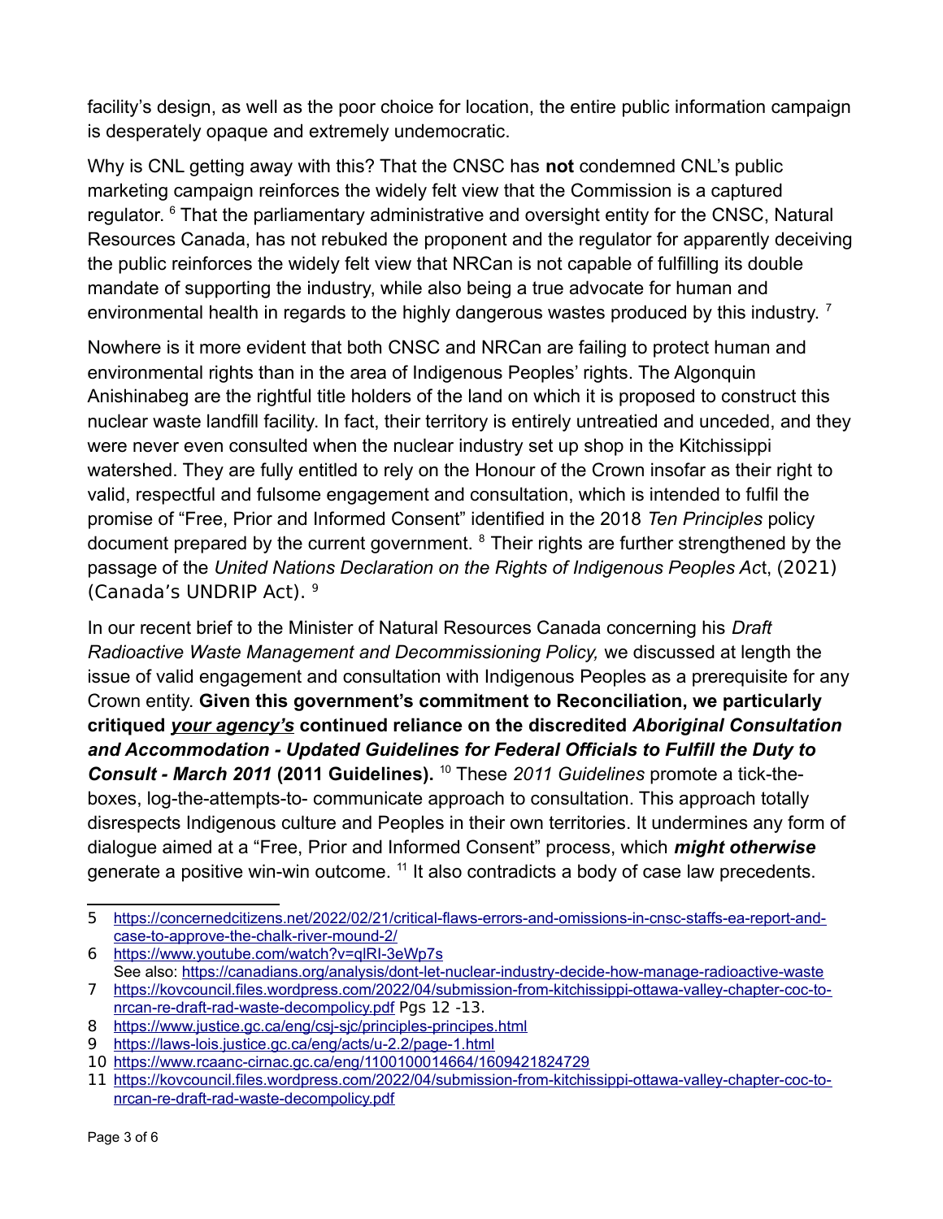facility's design, as well as the poor choice for location, the entire public information campaign is desperately opaque and extremely undemocratic.

Why is CNL getting away with this? That the CNSC has **not** condemned CNL's public marketing campaign reinforces the widely felt view that the Commission is a captured regulator. [6] That the parliamentary administrative and oversight entity for the CNSC, Natural Resources Canada, has not rebuked the proponent and the regulator for apparently deceiving the public reinforces the widely felt view that NRCan is not capable of fulfilling its double mandate of supporting the industry, while also being a true advocate for human and environmental health in regards to the highly dangerous wastes produced by this industry. [7]

Nowhere is it more evident that both CNSC and NRCan are failing to protect human and environmental rights than in the area of Indigenous Peoples' rights. The Algonquin Anishinabeg are the rightful title holders of the land on which it is proposed to construct this nuclear waste landfill facility. In fact, their territory is entirely untreatied and unceded, and they were never even consulted when the nuclear industry set up shop in the Kitchissippi watershed. They are fully entitled to rely on the Honour of the Crown insofar as their right to valid, respectful and fulsome engagement and consultation, which is intended to fulfil the promise of "Free, Prior and Informed Consent" identified in the 2018 *Ten Principles* policy document prepared by the current government. [8] Their rights are further strengthened by the passage of the *United Nations Declaration on the Rights of Indigenous Peoples Ac*t, (2021) (Canada's UNDRIP Act). [9]

In our recent brief to the Minister of Natural Resources Canada concerning his *Draft Radioactive Waste Management and Decommissioning Policy,* we discussed at length the issue of valid engagement and consultation with Indigenous Peoples as a prerequisite for any Crown entity. **Given this government's commitment to Reconciliation, we particularly critiqued <u>*your agency's*</u> continued reliance on the discredited *Aboriginal Consultation and Accommodation - Updated Guidelines for Federal Officials to Fulfill the Duty to Consult - March 2011* (2011 Guidelines).** [10] These *2011 Guidelines* promote a tick-the-boxes, log-the-attempts-to- communicate approach to consultation. This approach totally disrespects Indigenous culture and Peoples in their own territories. It undermines any form of dialogue aimed at a "Free, Prior and Informed Consent" process, which ***might otherwise*** generate a positive win-win outcome. [11] It also contradicts a body of case law precedents.

---

5 https://concernedcitizens.net/2022/02/21/critical-flaws-errors-and-omissions-in-cnsc-staffs-ea-report-and-case-to-approve-the-chalk-river-mound-2/

6 https://www.youtube.com/watch?v=qlRI-3eWp7s
See also: https://canadians.org/analysis/dont-let-nuclear-industry-decide-how-manage-radioactive-waste

7 https://kovcouncil.files.wordpress.com/2022/04/submission-from-kitchissippi-ottawa-valley-chapter-coc-to-nrcan-re-draft-rad-waste-decompolicy.pdf Pgs 12 -13.

8 https://www.justice.gc.ca/eng/csj-sjc/principles-principes.html

9 https://laws-lois.justice.gc.ca/eng/acts/u-2.2/page-1.html

10 https://www.rcaanc-cirnac.gc.ca/eng/1100100014664/1609421824729

11 https://kovcouncil.files.wordpress.com/2022/04/submission-from-kitchissippi-ottawa-valley-chapter-coc-to-nrcan-re-draft-rad-waste-decompolicy.pdf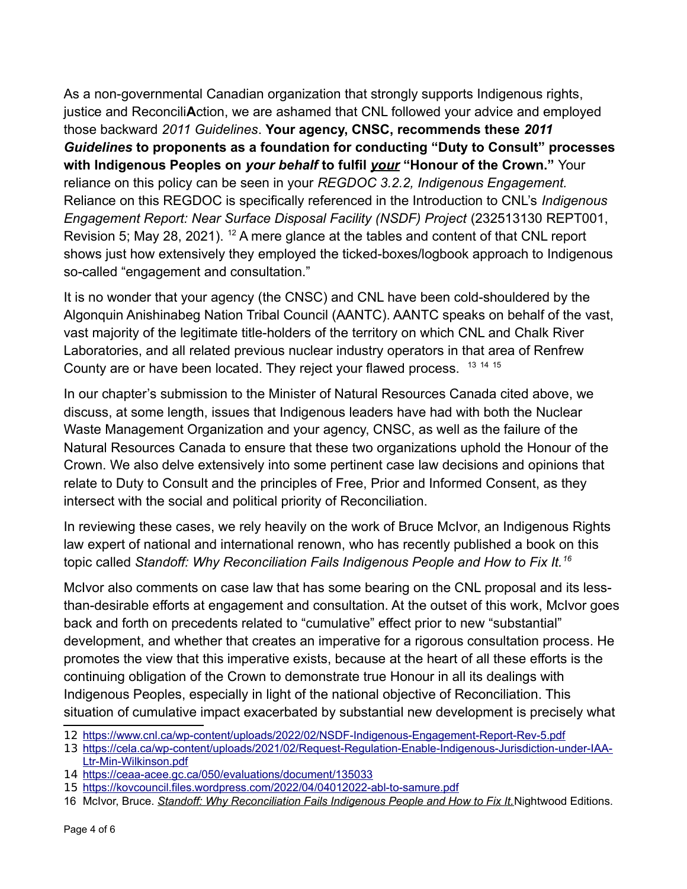As a non-governmental Canadian organization that strongly supports Indigenous rights, justice and Reconcili**A**ction, we are ashamed that CNL followed your advice and employed those backward *2011 Guidelines*. **Your agency, CNSC, recommends these *2011 Guidelines* to proponents as a foundation for conducting "Duty to Consult" processes with Indigenous Peoples on *your behalf* to fulfil _**your**_ "Honour of the Crown."** Your reliance on this policy can be seen in your *REGDOC 3.2.2, Indigenous Engagement.* Reliance on this REGDOC is specifically referenced in the Introduction to CNL's *Indigenous Engagement Report: Near Surface Disposal Facility (NSDF) Project* (232513130 REPT001, Revision 5; May 28, 2021). [12] A mere glance at the tables and content of that CNL report shows just how extensively they employed the ticked-boxes/logbook approach to Indigenous so-called "engagement and consultation."

It is no wonder that your agency (the CNSC) and CNL have been cold-shouldered by the Algonquin Anishinabeg Nation Tribal Council (AANTC). AANTC speaks on behalf of the vast, vast majority of the legitimate title-holders of the territory on which CNL and Chalk River Laboratories, and all related previous nuclear industry operators in that area of Renfrew County are or have been located. They reject your flawed process. [13] [14] [15]

In our chapter's submission to the Minister of Natural Resources Canada cited above, we discuss, at some length, issues that Indigenous leaders have had with both the Nuclear Waste Management Organization and your agency, CNSC, as well as the failure of the Natural Resources Canada to ensure that these two organizations uphold the Honour of the Crown. We also delve extensively into some pertinent case law decisions and opinions that relate to Duty to Consult and the principles of Free, Prior and Informed Consent, as they intersect with the social and political priority of Reconciliation.

In reviewing these cases, we rely heavily on the work of Bruce McIvor, an Indigenous Rights law expert of national and international renown, who has recently published a book on this topic called *Standoff: Why Reconciliation Fails Indigenous People and How to Fix It.*[16]

McIvor also comments on case law that has some bearing on the CNL proposal and its less-than-desirable efforts at engagement and consultation. At the outset of this work, McIvor goes back and forth on precedents related to "cumulative" effect prior to new "substantial" development, and whether that creates an imperative for a rigorous consultation process. He promotes the view that this imperative exists, because at the heart of all these efforts is the continuing obligation of the Crown to demonstrate true Honour in all its dealings with Indigenous Peoples, especially in light of the national objective of Reconciliation. This situation of cumulative impact exacerbated by substantial new development is precisely what

---

12 https://www.cnl.ca/wp-content/uploads/2022/02/NSDF-Indigenous-Engagement-Report-Rev-5.pdf

13 https://cela.ca/wp-content/uploads/2021/02/Request-Regulation-Enable-Indigenous-Jurisdiction-under-IAA-Ltr-Min-Wilkinson.pdf

14 https://ceaa-acee.gc.ca/050/evaluations/document/135033

15 https://kovcouncil.files.wordpress.com/2022/04/04012022-abl-to-samure.pdf

16 McIvor, Bruce. *Standoff: Why Reconciliation Fails Indigenous People and How to Fix It.* Nightwood Editions.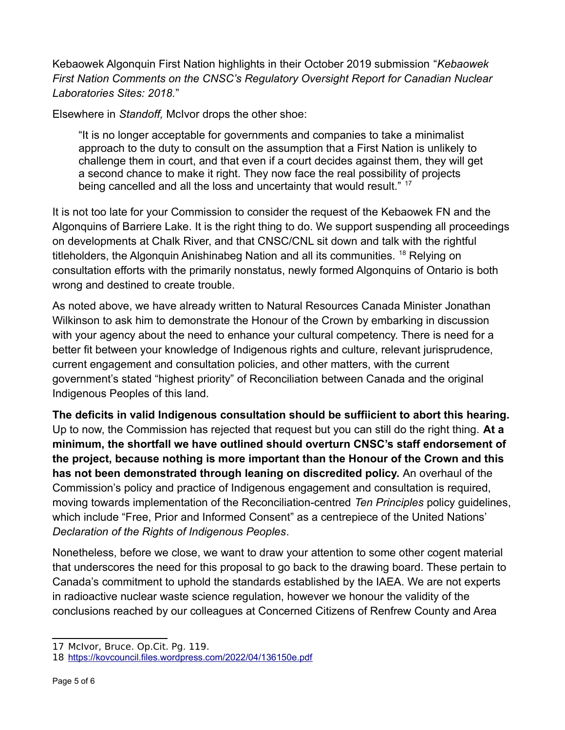Kebaowek Algonquin First Nation highlights in their October 2019 submission "*Kebaowek First Nation Comments on the CNSC's Regulatory Oversight Report for Canadian Nuclear Laboratories Sites: 2018.*"

Elsewhere in *Standoff,* McIvor drops the other shoe:

> "It is no longer acceptable for governments and companies to take a minimalist approach to the duty to consult on the assumption that a First Nation is unlikely to challenge them in court, and that even if a court decides against them, they will get a second chance to make it right. They now face the real possibility of projects being cancelled and all the loss and uncertainty that would result." [17]

It is not too late for your Commission to consider the request of the Kebaowek FN and the Algonquins of Barriere Lake. It is the right thing to do. We support suspending all proceedings on developments at Chalk River, and that CNSC/CNL sit down and talk with the rightful titleholders, the Algonquin Anishinabeg Nation and all its communities. [18] Relying on consultation efforts with the primarily nonstatus, newly formed Algonquins of Ontario is both wrong and destined to create trouble.

As noted above, we have already written to Natural Resources Canada Minister Jonathan Wilkinson to ask him to demonstrate the Honour of the Crown by embarking in discussion with your agency about the need to enhance your cultural competency. There is need for a better fit between your knowledge of Indigenous rights and culture, relevant jurisprudence, current engagement and consultation policies, and other matters, with the current government's stated "highest priority" of Reconciliation between Canada and the original Indigenous Peoples of this land.

**The deficits in valid Indigenous consultation should be suffiicient to abort this hearing.** Up to now, the Commission has rejected that request but you can still do the right thing. **At a minimum, the shortfall we have outlined should overturn CNSC's staff endorsement of the project, because nothing is more important than the Honour of the Crown and this has not been demonstrated through leaning on discredited policy.** An overhaul of the Commission's policy and practice of Indigenous engagement and consultation is required, moving towards implementation of the Reconciliation-centred *Ten Principles* policy guidelines, which include "Free, Prior and Informed Consent" as a centrepiece of the United Nations' *Declaration of the Rights of Indigenous Peoples*.

Nonetheless, before we close, we want to draw your attention to some other cogent material that underscores the need for this proposal to go back to the drawing board. These pertain to Canada's commitment to uphold the standards established by the IAEA. We are not experts in radioactive nuclear waste science regulation, however we honour the validity of the conclusions reached by our colleagues at Concerned Citizens of Renfrew County and Area

---

17 McIvor, Bruce. Op.Cit. Pg. 119.

18 https://kovcouncil.files.wordpress.com/2022/04/136150e.pdf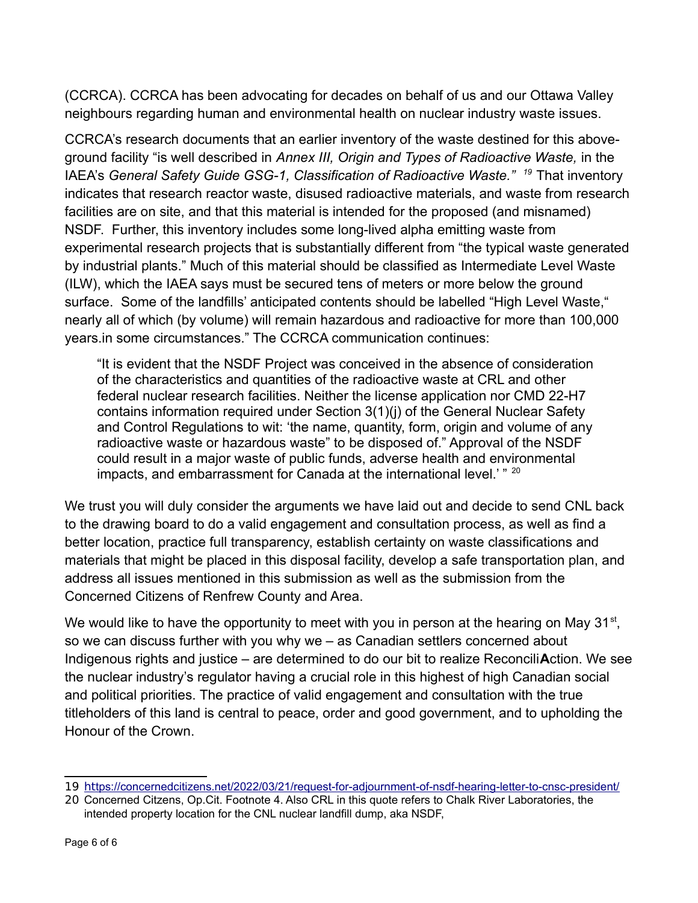(CCRCA). CCRCA has been advocating for decades on behalf of us and our Ottawa Valley neighbours regarding human and environmental health on nuclear industry waste issues.

CCRCA's research documents that an earlier inventory of the waste destined for this above-ground facility "is well described in *Annex III, Origin and Types of Radioactive Waste,* in the IAEA's *General Safety Guide GSG-1, Classification of Radioactive Waste."* [19] That inventory indicates that research reactor waste, disused radioactive materials, and waste from research facilities are on site, and that this material is intended for the proposed (and misnamed) NSDF. Further, this inventory includes some long-lived alpha emitting waste from experimental research projects that is substantially different from "the typical waste generated by industrial plants." Much of this material should be classified as Intermediate Level Waste (ILW), which the IAEA says must be secured tens of meters or more below the ground surface. Some of the landfills' anticipated contents should be labelled "High Level Waste," nearly all of which (by volume) will remain hazardous and radioactive for more than 100,000 years.in some circumstances." The CCRCA communication continues:

> "It is evident that the NSDF Project was conceived in the absence of consideration of the characteristics and quantities of the radioactive waste at CRL and other federal nuclear research facilities. Neither the license application nor CMD 22-H7 contains information required under Section 3(1)(j) of the General Nuclear Safety and Control Regulations to wit: 'the name, quantity, form, origin and volume of any radioactive waste or hazardous waste" to be disposed of." Approval of the NSDF could result in a major waste of public funds, adverse health and environmental impacts, and embarrassment for Canada at the international level.' " [20]

We trust you will duly consider the arguments we have laid out and decide to send CNL back to the drawing board to do a valid engagement and consultation process, as well as find a better location, practice full transparency, establish certainty on waste classifications and materials that might be placed in this disposal facility, develop a safe transportation plan, and address all issues mentioned in this submission as well as the submission from the Concerned Citizens of Renfrew County and Area.

We would like to have the opportunity to meet with you in person at the hearing on May 31st, so we can discuss further with you why we – as Canadian settlers concerned about Indigenous rights and justice – are determined to do our bit to realize Reconcili**A**ction. We see the nuclear industry's regulator having a crucial role in this highest of high Canadian social and political priorities. The practice of valid engagement and consultation with the true titleholders of this land is central to peace, order and good government, and to upholding the Honour of the Crown.

---

19 https://concernedcitizens.net/2022/03/21/request-for-adjournment-of-nsdf-hearing-letter-to-cnsc-president/

20 Concerned Citzens, Op.Cit. Footnote 4. Also CRL in this quote refers to Chalk River Laboratories, the intended property location for the CNL nuclear landfill dump, aka NSDF,